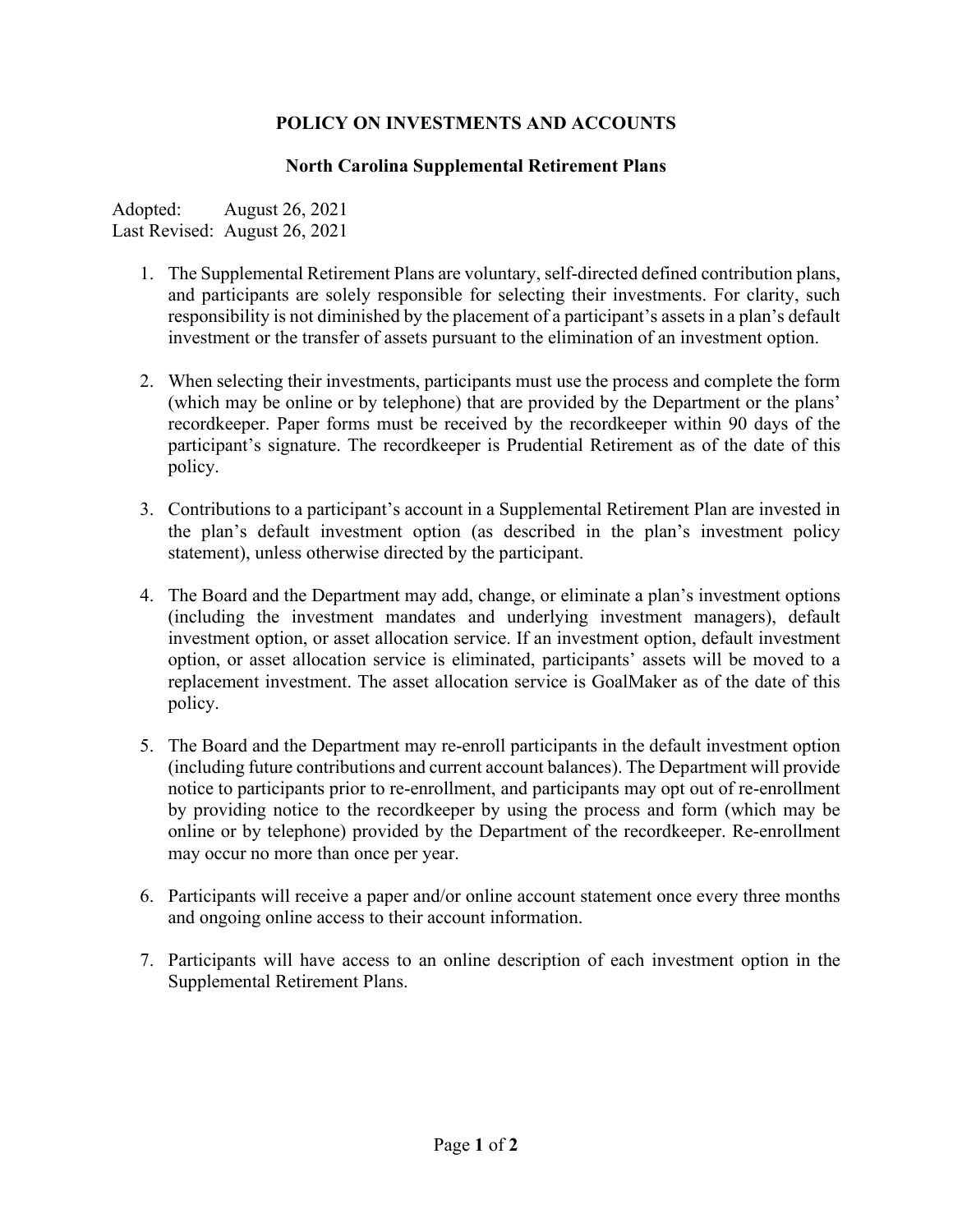# POLICY ON INVESTMENTS AND ACCOUNTS

## North Carolina Supplemental Retirement Plans

Adopted: August 26, 2021
Last Revised: August 26, 2021

1. The Supplemental Retirement Plans are voluntary, self-directed defined contribution plans, and participants are solely responsible for selecting their investments. For clarity, such responsibility is not diminished by the placement of a participant's assets in a plan's default investment or the transfer of assets pursuant to the elimination of an investment option.

2. When selecting their investments, participants must use the process and complete the form (which may be online or by telephone) that are provided by the Department or the plans' recordkeeper. Paper forms must be received by the recordkeeper within 90 days of the participant's signature. The recordkeeper is Prudential Retirement as of the date of this policy.

3. Contributions to a participant's account in a Supplemental Retirement Plan are invested in the plan's default investment option (as described in the plan's investment policy statement), unless otherwise directed by the participant.

4. The Board and the Department may add, change, or eliminate a plan's investment options (including the investment mandates and underlying investment managers), default investment option, or asset allocation service. If an investment option, default investment option, or asset allocation service is eliminated, participants' assets will be moved to a replacement investment. The asset allocation service is GoalMaker as of the date of this policy.

5. The Board and the Department may re-enroll participants in the default investment option (including future contributions and current account balances). The Department will provide notice to participants prior to re-enrollment, and participants may opt out of re-enrollment by providing notice to the recordkeeper by using the process and form (which may be online or by telephone) provided by the Department of the recordkeeper. Re-enrollment may occur no more than once per year.

6. Participants will receive a paper and/or online account statement once every three months and ongoing online access to their account information.

7. Participants will have access to an online description of each investment option in the Supplemental Retirement Plans.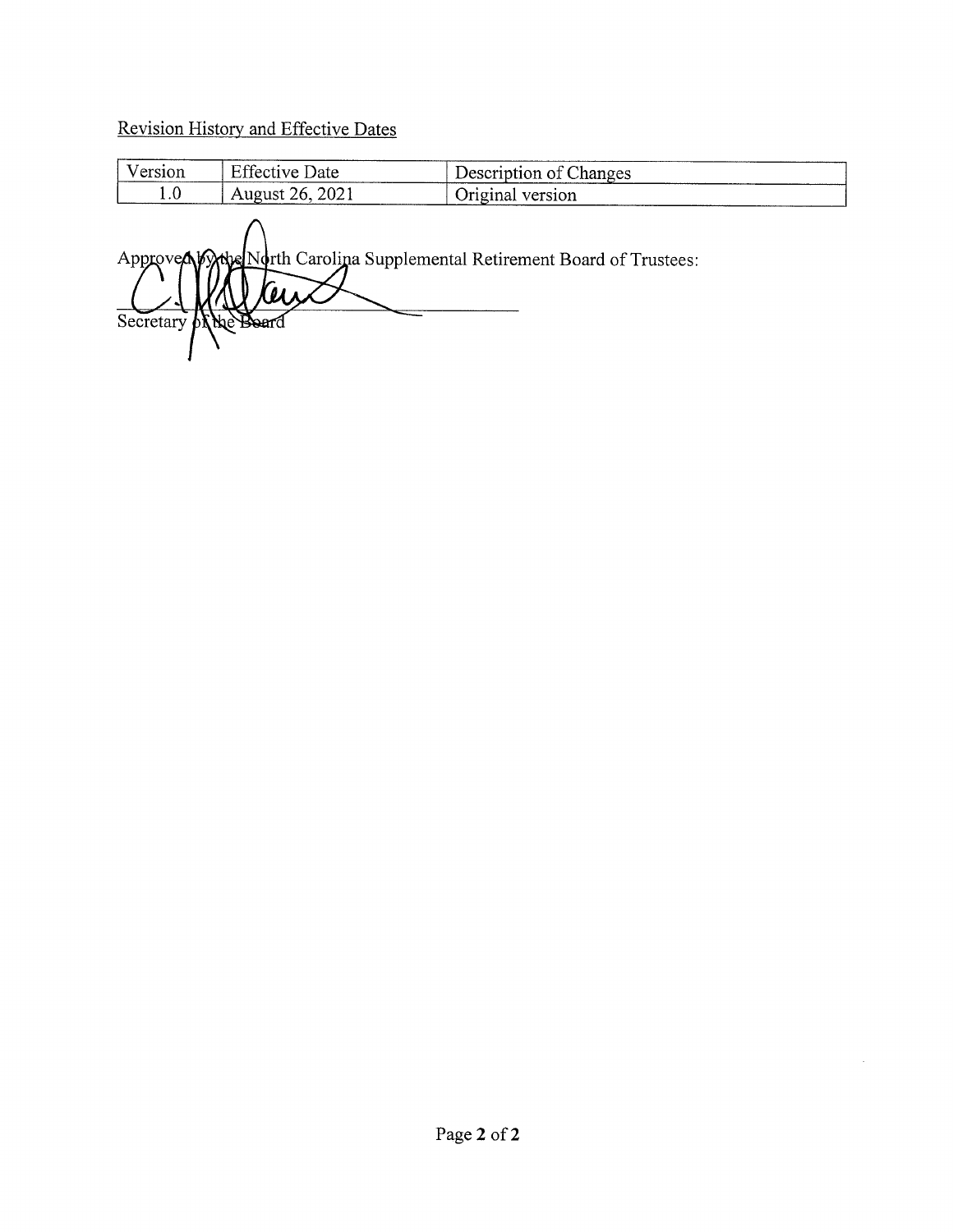Revision History and Effective Dates

| Version | Effective Date | Description of Changes |
| --- | --- | --- |
| 1.0 | August 26, 2021 | Original version |

Approved by the North Carolina Supplemental Retirement Board of Trustees:

\_\_\_\_\_\_\_\_\_\_\_\_\_\_\_\_\_\_\_\_\_\_\_\_\_\_\_\_\_\_\_\_\_\_\_\_\_\_\_\_\_\_\_\_\_\_\_

Secretary of the Board